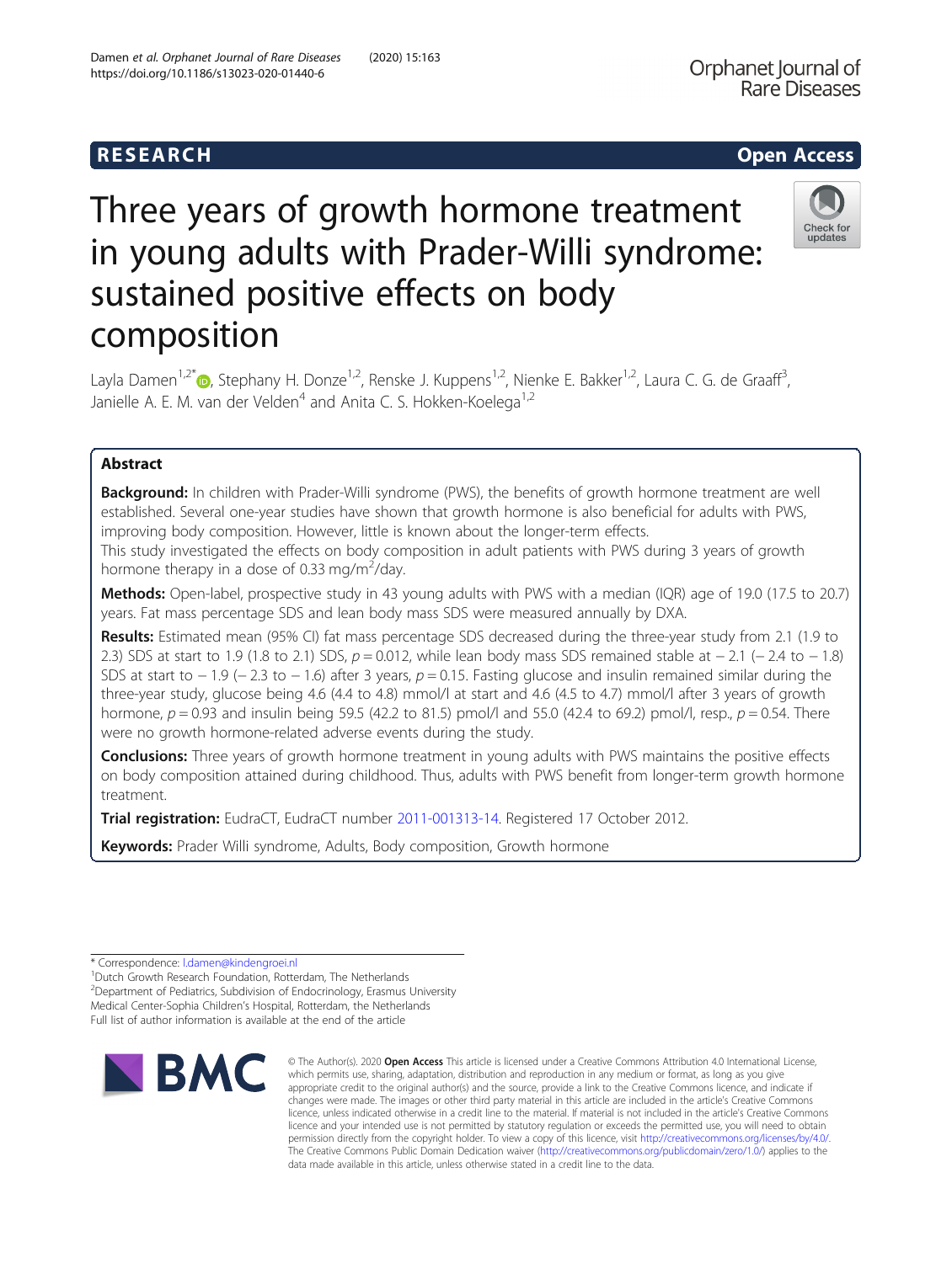RESEARCH

Open Access

# Three years of growth hormone treatment in young adults with Prader-Willi syndrome: sustained positive effects on body composition

Layla Damen[1,2*], Stephany H. Donze[1,2], Renske J. Kuppens[1,2], Nienke E. Bakker[1,2], Laura C. G. de Graaff[3], Janielle A. E. M. van der Velden[4] and Anita C. S. Hokken-Koelega[1,2]

## Abstract

**Background:** In children with Prader-Willi syndrome (PWS), the benefits of growth hormone treatment are well established. Several one-year studies have shown that growth hormone is also beneficial for adults with PWS, improving body composition. However, little is known about the longer-term effects.

This study investigated the effects on body composition in adult patients with PWS during 3 years of growth hormone therapy in a dose of 0.33 mg/m$^2$/day.

**Methods:** Open-label, prospective study in 43 young adults with PWS with a median (IQR) age of 19.0 (17.5 to 20.7) years. Fat mass percentage SDS and lean body mass SDS were measured annually by DXA.

**Results:** Estimated mean (95% CI) fat mass percentage SDS decreased during the three-year study from 2.1 (1.9 to 2.3) SDS at start to 1.9 (1.8 to 2.1) SDS, $p = 0.012$, while lean body mass SDS remained stable at − 2.1 (− 2.4 to − 1.8) SDS at start to − 1.9 (− 2.3 to − 1.6) after 3 years, $p = 0.15$. Fasting glucose and insulin remained similar during the three-year study, glucose being 4.6 (4.4 to 4.8) mmol/l at start and 4.6 (4.5 to 4.7) mmol/l after 3 years of growth hormone, $p = 0.93$ and insulin being 59.5 (42.2 to 81.5) pmol/l and 55.0 (42.4 to 69.2) pmol/l, resp., $p = 0.54$. There were no growth hormone-related adverse events during the study.

**Conclusions:** Three years of growth hormone treatment in young adults with PWS maintains the positive effects on body composition attained during childhood. Thus, adults with PWS benefit from longer-term growth hormone treatment.

**Trial registration:** EudraCT, EudraCT number 2011-001313-14. Registered 17 October 2012.

**Keywords:** Prader Willi syndrome, Adults, Body composition, Growth hormone

---

* Correspondence: l.damen@kindengroei.nl

[1]Dutch Growth Research Foundation, Rotterdam, The Netherlands

[2]Department of Pediatrics, Subdivision of Endocrinology, Erasmus University Medical Center-Sophia Children's Hospital, Rotterdam, the Netherlands

Full list of author information is available at the end of the article

© The Author(s). 2020 **Open Access** This article is licensed under a Creative Commons Attribution 4.0 International License, which permits use, sharing, adaptation, distribution and reproduction in any medium or format, as long as you give appropriate credit to the original author(s) and the source, provide a link to the Creative Commons licence, and indicate if changes were made. The images or other third party material in this article are included in the article's Creative Commons licence, unless indicated otherwise in a credit line to the material. If material is not included in the article's Creative Commons licence and your intended use is not permitted by statutory regulation or exceeds the permitted use, you will need to obtain permission directly from the copyright holder. To view a copy of this licence, visit http://creativecommons.org/licenses/by/4.0/. The Creative Commons Public Domain Dedication waiver (http://creativecommons.org/publicdomain/zero/1.0/) applies to the data made available in this article, unless otherwise stated in a credit line to the data.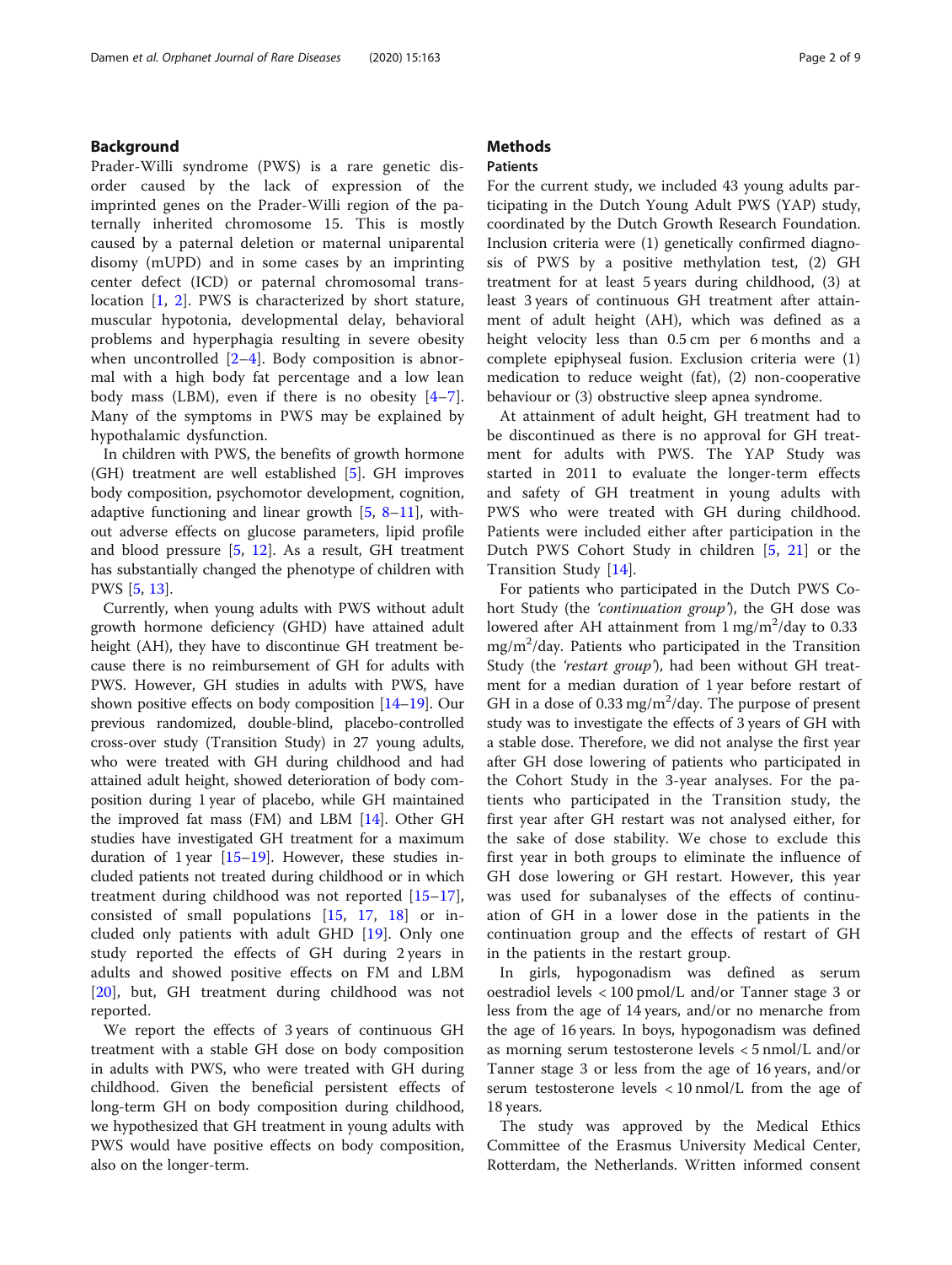## Background

Prader-Willi syndrome (PWS) is a rare genetic disorder caused by the lack of expression of the imprinted genes on the Prader-Willi region of the paternally inherited chromosome 15. This is mostly caused by a paternal deletion or maternal uniparental disomy (mUPD) and in some cases by an imprinting center defect (ICD) or paternal chromosomal translocation [1, 2]. PWS is characterized by short stature, muscular hypotonia, developmental delay, behavioral problems and hyperphagia resulting in severe obesity when uncontrolled [2–4]. Body composition is abnormal with a high body fat percentage and a low lean body mass (LBM), even if there is no obesity [4–7]. Many of the symptoms in PWS may be explained by hypothalamic dysfunction.

In children with PWS, the benefits of growth hormone (GH) treatment are well established [5]. GH improves body composition, psychomotor development, cognition, adaptive functioning and linear growth [5, 8–11], without adverse effects on glucose parameters, lipid profile and blood pressure [5, 12]. As a result, GH treatment has substantially changed the phenotype of children with PWS [5, 13].

Currently, when young adults with PWS without adult growth hormone deficiency (GHD) have attained adult height (AH), they have to discontinue GH treatment because there is no reimbursement of GH for adults with PWS. However, GH studies in adults with PWS, have shown positive effects on body composition [14–19]. Our previous randomized, double-blind, placebo-controlled cross-over study (Transition Study) in 27 young adults, who were treated with GH during childhood and had attained adult height, showed deterioration of body composition during 1 year of placebo, while GH maintained the improved fat mass (FM) and LBM [14]. Other GH studies have investigated GH treatment for a maximum duration of 1 year [15–19]. However, these studies included patients not treated during childhood or in which treatment during childhood was not reported [15–17], consisted of small populations [15, 17, 18] or included only patients with adult GHD [19]. Only one study reported the effects of GH during 2 years in adults and showed positive effects on FM and LBM [20], but, GH treatment during childhood was not reported.

We report the effects of 3 years of continuous GH treatment with a stable GH dose on body composition in adults with PWS, who were treated with GH during childhood. Given the beneficial persistent effects of long-term GH on body composition during childhood, we hypothesized that GH treatment in young adults with PWS would have positive effects on body composition, also on the longer-term.

## Methods

### Patients

For the current study, we included 43 young adults participating in the Dutch Young Adult PWS (YAP) study, coordinated by the Dutch Growth Research Foundation. Inclusion criteria were (1) genetically confirmed diagnosis of PWS by a positive methylation test, (2) GH treatment for at least 5 years during childhood, (3) at least 3 years of continuous GH treatment after attainment of adult height (AH), which was defined as a height velocity less than 0.5 cm per 6 months and a complete epiphyseal fusion. Exclusion criteria were (1) medication to reduce weight (fat), (2) non-cooperative behaviour or (3) obstructive sleep apnea syndrome.

At attainment of adult height, GH treatment had to be discontinued as there is no approval for GH treatment for adults with PWS. The YAP Study was started in 2011 to evaluate the longer-term effects and safety of GH treatment in young adults with PWS who were treated with GH during childhood. Patients were included either after participation in the Dutch PWS Cohort Study in children [5, 21] or the Transition Study [14].

For patients who participated in the Dutch PWS Cohort Study (the *'continuation group'*), the GH dose was lowered after AH attainment from 1 mg/m$^2$/day to 0.33 mg/m$^2$/day. Patients who participated in the Transition Study (the *'restart group'*), had been without GH treatment for a median duration of 1 year before restart of GH in a dose of 0.33 mg/m$^2$/day. The purpose of present study was to investigate the effects of 3 years of GH with a stable dose. Therefore, we did not analyse the first year after GH dose lowering of patients who participated in the Cohort Study in the 3-year analyses. For the patients who participated in the Transition study, the first year after GH restart was not analysed either, for the sake of dose stability. We chose to exclude this first year in both groups to eliminate the influence of GH dose lowering or GH restart. However, this year was used for subanalyses of the effects of continuation of GH in a lower dose in the patients in the continuation group and the effects of restart of GH in the patients in the restart group.

In girls, hypogonadism was defined as serum oestradiol levels < 100 pmol/L and/or Tanner stage 3 or less from the age of 14 years, and/or no menarche from the age of 16 years. In boys, hypogonadism was defined as morning serum testosterone levels < 5 nmol/L and/or Tanner stage 3 or less from the age of 16 years, and/or serum testosterone levels < 10 nmol/L from the age of 18 years.

The study was approved by the Medical Ethics Committee of the Erasmus University Medical Center, Rotterdam, the Netherlands. Written informed consent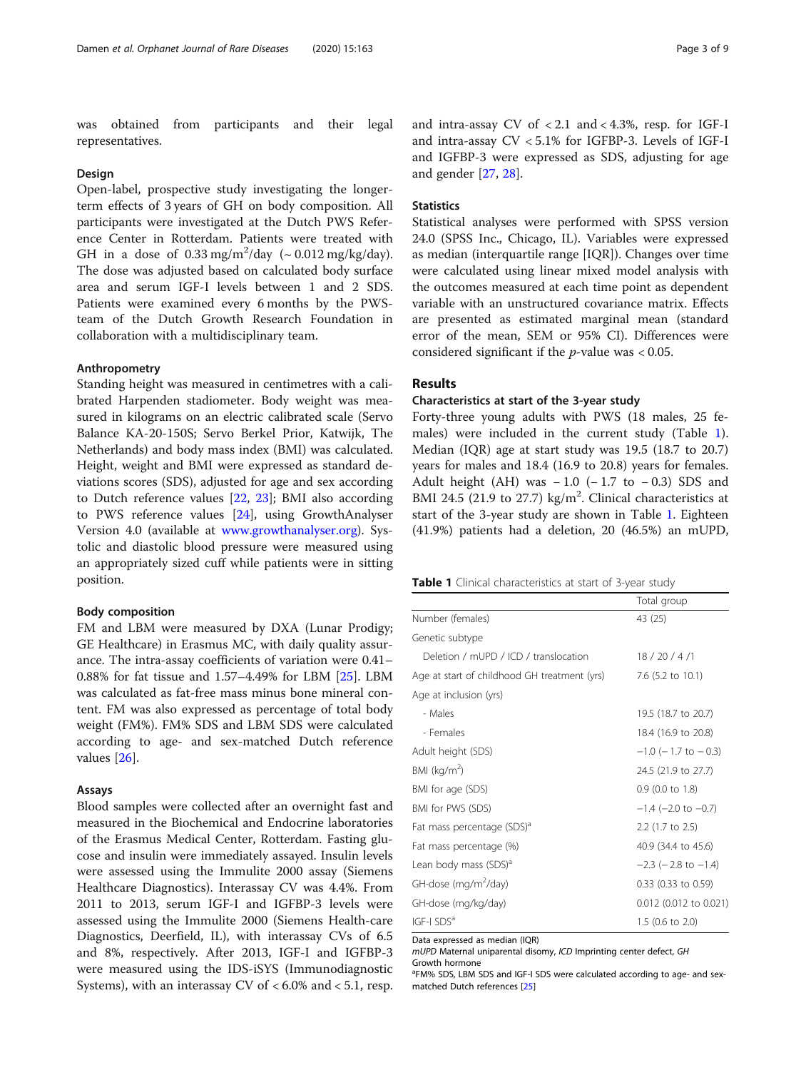was obtained from participants and their legal representatives.

### Design

Open-label, prospective study investigating the longer-term effects of 3 years of GH on body composition. All participants were investigated at the Dutch PWS Reference Center in Rotterdam. Patients were treated with GH in a dose of 0.33 mg/m$^2$/day (~ 0.012 mg/kg/day). The dose was adjusted based on calculated body surface area and serum IGF-I levels between 1 and 2 SDS. Patients were examined every 6 months by the PWS-team of the Dutch Growth Research Foundation in collaboration with a multidisciplinary team.

### Anthropometry

Standing height was measured in centimetres with a calibrated Harpenden stadiometer. Body weight was measured in kilograms on an electric calibrated scale (Servo Balance KA-20-150S; Servo Berkel Prior, Katwijk, The Netherlands) and body mass index (BMI) was calculated. Height, weight and BMI were expressed as standard deviations scores (SDS), adjusted for age and sex according to Dutch reference values [22, 23]; BMI also according to PWS reference values [24], using GrowthAnalyser Version 4.0 (available at www.growthanalyser.org). Systolic and diastolic blood pressure were measured using an appropriately sized cuff while patients were in sitting position.

### Body composition

FM and LBM were measured by DXA (Lunar Prodigy; GE Healthcare) in Erasmus MC, with daily quality assurance. The intra-assay coefficients of variation were 0.41–0.88% for fat tissue and 1.57–4.49% for LBM [25]. LBM was calculated as fat-free mass minus bone mineral content. FM was also expressed as percentage of total body weight (FM%). FM% SDS and LBM SDS were calculated according to age- and sex-matched Dutch reference values [26].

### Assays

Blood samples were collected after an overnight fast and measured in the Biochemical and Endocrine laboratories of the Erasmus Medical Center, Rotterdam. Fasting glucose and insulin were immediately assayed. Insulin levels were assessed using the Immulite 2000 assay (Siemens Healthcare Diagnostics). Interassay CV was 4.4%. From 2011 to 2013, serum IGF-I and IGFBP-3 levels were assessed using the Immulite 2000 (Siemens Health-care Diagnostics, Deerfield, IL), with interassay CVs of 6.5 and 8%, respectively. After 2013, IGF-I and IGFBP-3 were measured using the IDS-iSYS (Immunodiagnostic Systems), with an interassay CV of < 6.0% and < 5.1, resp. and intra-assay CV of < 2.1 and < 4.3%, resp. for IGF-I and intra-assay CV < 5.1% for IGFBP-3. Levels of IGF-I and IGFBP-3 were expressed as SDS, adjusting for age and gender [27, 28].

### Statistics

Statistical analyses were performed with SPSS version 24.0 (SPSS Inc., Chicago, IL). Variables were expressed as median (interquartile range [IQR]). Changes over time were calculated using linear mixed model analysis with the outcomes measured at each time point as dependent variable with an unstructured covariance matrix. Effects are presented as estimated marginal mean (standard error of the mean, SEM or 95% CI). Differences were considered significant if the $p$-value was < 0.05.

## Results

### Characteristics at start of the 3-year study

Forty-three young adults with PWS (18 males, 25 females) were included in the current study (Table 1). Median (IQR) age at start study was 19.5 (18.7 to 20.7) years for males and 18.4 (16.9 to 20.8) years for females. Adult height (AH) was − 1.0 (− 1.7 to − 0.3) SDS and BMI 24.5 (21.9 to 27.7) kg/m$^2$. Clinical characteristics at start of the 3-year study are shown in Table 1. Eighteen (41.9%) patients had a deletion, 20 (46.5%) an mUPD,

**Table 1** Clinical characteristics at start of 3-year study

| | Total group |
|---|---|
| Number (females) | 43 (25) |
| Genetic subtype | |
| Deletion / mUPD / ICD / translocation | 18 / 20 / 4 /1 |
| Age at start of childhood GH treatment (yrs) | 7.6 (5.2 to 10.1) |
| Age at inclusion (yrs) | |
| - Males | 19.5 (18.7 to 20.7) |
| - Females | 18.4 (16.9 to 20.8) |
| Adult height (SDS) | −1.0 (− 1.7 to − 0.3) |
| BMI (kg/m$^2$) | 24.5 (21.9 to 27.7) |
| BMI for age (SDS) | 0.9 (0.0 to 1.8) |
| BMI for PWS (SDS) | −1.4 (−2.0 to −0.7) |
| Fat mass percentage (SDS)[a] | 2.2 (1.7 to 2.5) |
| Fat mass percentage (%) | 40.9 (34.4 to 45.6) |
| Lean body mass (SDS)[a] | −2.3 (− 2.8 to −1.4) |
| GH-dose (mg/m$^2$/day) | 0.33 (0.33 to 0.59) |
| GH-dose (mg/kg/day) | 0.012 (0.012 to 0.021) |
| IGF-I SDS[a] | 1.5 (0.6 to 2.0) |

Data expressed as median (IQR)

*mUPD* Maternal uniparental disomy, *ICD* Imprinting center defect, *GH* Growth hormone

[a]FM% SDS, LBM SDS and IGF-I SDS were calculated according to age- and sex-matched Dutch references [25]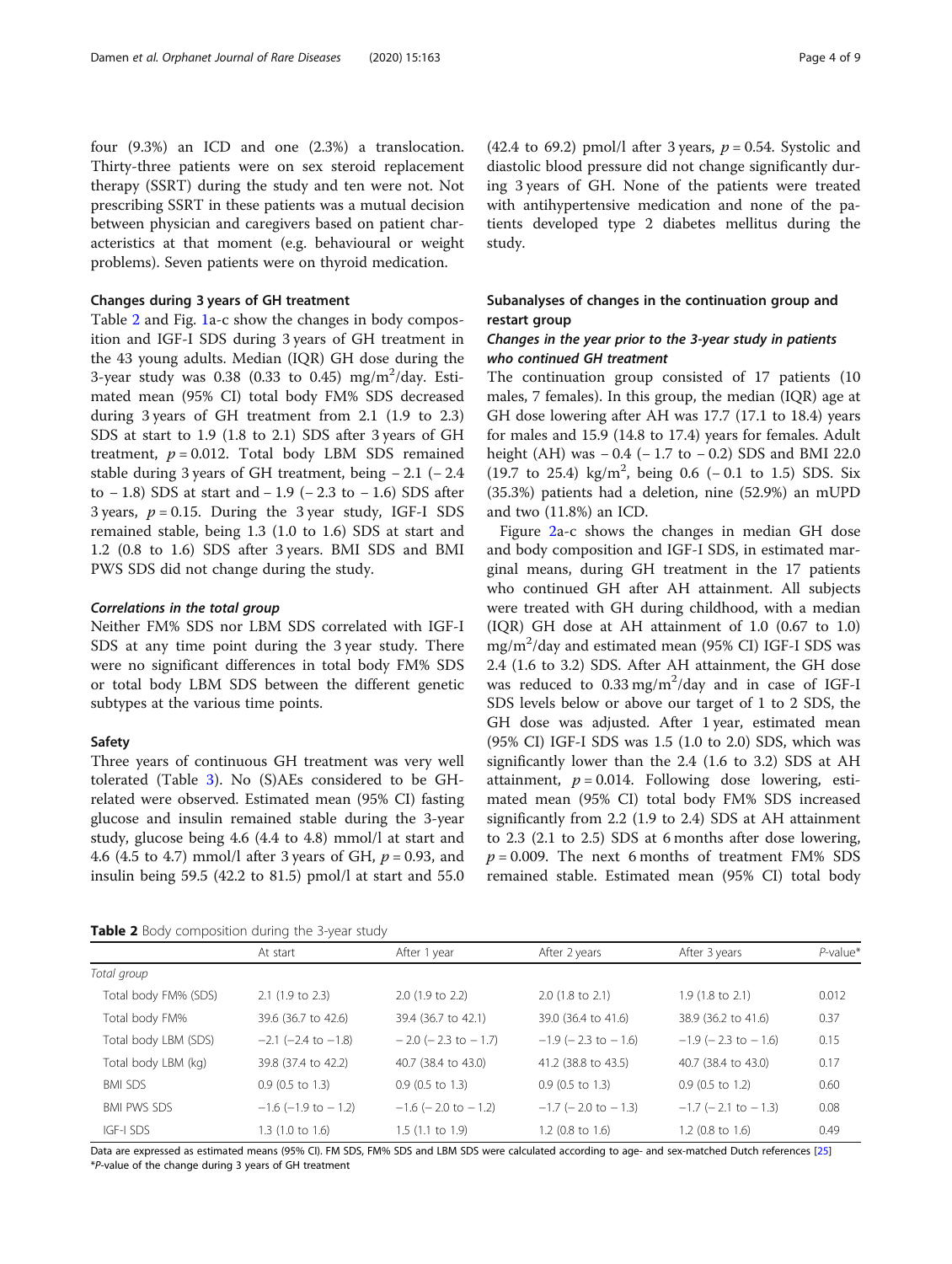four (9.3%) an ICD and one (2.3%) a translocation. Thirty-three patients were on sex steroid replacement therapy (SSRT) during the study and ten were not. Not prescribing SSRT in these patients was a mutual decision between physician and caregivers based on patient characteristics at that moment (e.g. behavioural or weight problems). Seven patients were on thyroid medication.

### Changes during 3 years of GH treatment

Table 2 and Fig. 1a-c show the changes in body composition and IGF-I SDS during 3 years of GH treatment in the 43 young adults. Median (IQR) GH dose during the 3-year study was 0.38 (0.33 to 0.45) mg/m$^2$/day. Estimated mean (95% CI) total body FM% SDS decreased during 3 years of GH treatment from 2.1 (1.9 to 2.3) SDS at start to 1.9 (1.8 to 2.1) SDS after 3 years of GH treatment, $p = 0.012$. Total body LBM SDS remained stable during 3 years of GH treatment, being − 2.1 (− 2.4 to − 1.8) SDS at start and − 1.9 (− 2.3 to − 1.6) SDS after 3 years, $p = 0.15$. During the 3 year study, IGF-I SDS remained stable, being 1.3 (1.0 to 1.6) SDS at start and 1.2 (0.8 to 1.6) SDS after 3 years. BMI SDS and BMI PWS SDS did not change during the study.

#### *Correlations in the total group*

Neither FM% SDS nor LBM SDS correlated with IGF-I SDS at any time point during the 3 year study. There were no significant differences in total body FM% SDS or total body LBM SDS between the different genetic subtypes at the various time points.

### Safety

Three years of continuous GH treatment was very well tolerated (Table 3). No (S)AEs considered to be GH-related were observed. Estimated mean (95% CI) fasting glucose and insulin remained stable during the 3-year study, glucose being 4.6 (4.4 to 4.8) mmol/l at start and 4.6 (4.5 to 4.7) mmol/l after 3 years of GH, $p = 0.93$, and insulin being 59.5 (42.2 to 81.5) pmol/l at start and 55.0 (42.4 to 69.2) pmol/l after 3 years, $p = 0.54$. Systolic and diastolic blood pressure did not change significantly during 3 years of GH. None of the patients were treated with antihypertensive medication and none of the patients developed type 2 diabetes mellitus during the study.

### Subanalyses of changes in the continuation group and restart group

#### *Changes in the year prior to the 3-year study in patients who continued GH treatment*

The continuation group consisted of 17 patients (10 males, 7 females). In this group, the median (IQR) age at GH dose lowering after AH was 17.7 (17.1 to 18.4) years for males and 15.9 (14.8 to 17.4) years for females. Adult height (AH) was − 0.4 (− 1.7 to − 0.2) SDS and BMI 22.0 (19.7 to 25.4) kg/m$^2$, being 0.6 (− 0.1 to 1.5) SDS. Six (35.3%) patients had a deletion, nine (52.9%) an mUPD and two (11.8%) an ICD.

Figure 2a-c shows the changes in median GH dose and body composition and IGF-I SDS, in estimated marginal means, during GH treatment in the 17 patients who continued GH after AH attainment. All subjects were treated with GH during childhood, with a median (IQR) GH dose at AH attainment of 1.0 (0.67 to 1.0) mg/m$^2$/day and estimated mean (95% CI) IGF-I SDS was 2.4 (1.6 to 3.2) SDS. After AH attainment, the GH dose was reduced to 0.33 mg/m$^2$/day and in case of IGF-I SDS levels below or above our target of 1 to 2 SDS, the GH dose was adjusted. After 1 year, estimated mean (95% CI) IGF-I SDS was 1.5 (1.0 to 2.0) SDS, which was significantly lower than the 2.4 (1.6 to 3.2) SDS at AH attainment, $p = 0.014$. Following dose lowering, estimated mean (95% CI) total body FM% SDS increased significantly from 2.2 (1.9 to 2.4) SDS at AH attainment to 2.3 (2.1 to 2.5) SDS at 6 months after dose lowering, $p = 0.009$. The next 6 months of treatment FM% SDS remained stable. Estimated mean (95% CI) total body

**Table 2** Body composition during the 3-year study

| | At start | After 1 year | After 2 years | After 3 years | *P*-value* |
|---|---|---|---|---|---|
| *Total group* | | | | | |
| Total body FM% (SDS) | 2.1 (1.9 to 2.3) | 2.0 (1.9 to 2.2) | 2.0 (1.8 to 2.1) | 1.9 (1.8 to 2.1) | 0.012 |
| Total body FM% | 39.6 (36.7 to 42.6) | 39.4 (36.7 to 42.1) | 39.0 (36.4 to 41.6) | 38.9 (36.2 to 41.6) | 0.37 |
| Total body LBM (SDS) | −2.1 (−2.4 to −1.8) | − 2.0 (− 2.3 to − 1.7) | −1.9 (− 2.3 to − 1.6) | −1.9 (− 2.3 to − 1.6) | 0.15 |
| Total body LBM (kg) | 39.8 (37.4 to 42.2) | 40.7 (38.4 to 43.0) | 41.2 (38.8 to 43.5) | 40.7 (38.4 to 43.0) | 0.17 |
| BMI SDS | 0.9 (0.5 to 1.3) | 0.9 (0.5 to 1.3) | 0.9 (0.5 to 1.3) | 0.9 (0.5 to 1.2) | 0.60 |
| BMI PWS SDS | −1.6 (−1.9 to − 1.2) | −1.6 (− 2.0 to − 1.2) | −1.7 (− 2.0 to − 1.3) | −1.7 (− 2.1 to − 1.3) | 0.08 |
| IGF-I SDS | 1.3 (1.0 to 1.6) | 1.5 (1.1 to 1.9) | 1.2 (0.8 to 1.6) | 1.2 (0.8 to 1.6) | 0.49 |

Data are expressed as estimated means (95% CI). FM SDS, FM% SDS and LBM SDS were calculated according to age- and sex-matched Dutch references [25]
**P*-value of the change during 3 years of GH treatment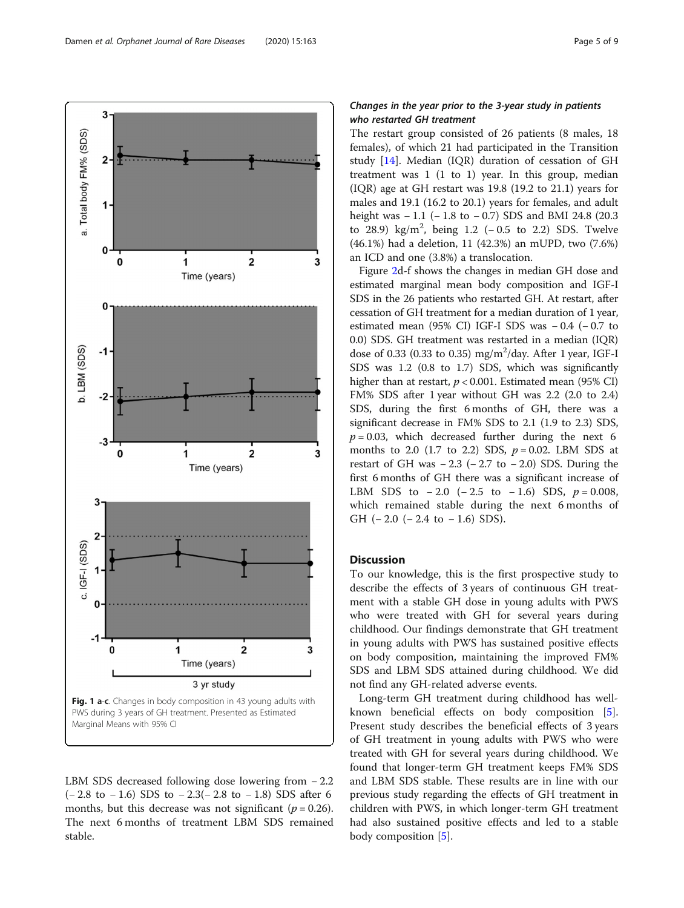Fig. 1 a-c. Changes in body composition in 43 young adults with PWS during 3 years of GH treatment. Presented as Estimated Marginal Means with 95% CI

LBM SDS decreased following dose lowering from − 2.2 (− 2.8 to − 1.6) SDS to − 2.3(− 2.8 to − 1.8) SDS after 6 months, but this decrease was not significant ($p = 0.26$). The next 6 months of treatment LBM SDS remained stable.

### Changes in the year prior to the 3-year study in patients who restarted GH treatment

The restart group consisted of 26 patients (8 males, 18 females), of which 21 had participated in the Transition study [14]. Median (IQR) duration of cessation of GH treatment was 1 (1 to 1) year. In this group, median (IQR) age at GH restart was 19.8 (19.2 to 21.1) years for males and 19.1 (16.2 to 20.1) years for females, and adult height was − 1.1 (− 1.8 to − 0.7) SDS and BMI 24.8 (20.3 to 28.9) kg/m$^2$, being 1.2 (− 0.5 to 2.2) SDS. Twelve (46.1%) had a deletion, 11 (42.3%) an mUPD, two (7.6%) an ICD and one (3.8%) a translocation.

Figure 2d-f shows the changes in median GH dose and estimated marginal mean body composition and IGF-I SDS in the 26 patients who restarted GH. At restart, after cessation of GH treatment for a median duration of 1 year, estimated mean (95% CI) IGF-I SDS was − 0.4 (− 0.7 to 0.0) SDS. GH treatment was restarted in a median (IQR) dose of 0.33 (0.33 to 0.35) mg/m$^2$/day. After 1 year, IGF-I SDS was 1.2 (0.8 to 1.7) SDS, which was significantly higher than at restart, $p < 0.001$. Estimated mean (95% CI) FM% SDS after 1 year without GH was 2.2 (2.0 to 2.4) SDS, during the first 6 months of GH, there was a significant decrease in FM% SDS to 2.1 (1.9 to 2.3) SDS, $p = 0.03$, which decreased further during the next 6 months to 2.0 (1.7 to 2.2) SDS, $p = 0.02$. LBM SDS at restart of GH was − 2.3 (− 2.7 to − 2.0) SDS. During the first 6 months of GH there was a significant increase of LBM SDS to − 2.0 (− 2.5 to − 1.6) SDS, $p = 0.008$, which remained stable during the next 6 months of GH (− 2.0 (− 2.4 to − 1.6) SDS).

## Discussion

To our knowledge, this is the first prospective study to describe the effects of 3 years of continuous GH treatment with a stable GH dose in young adults with PWS who were treated with GH for several years during childhood. Our findings demonstrate that GH treatment in young adults with PWS has sustained positive effects on body composition, maintaining the improved FM% SDS and LBM SDS attained during childhood. We did not find any GH-related adverse events.

Long-term GH treatment during childhood has well-known beneficial effects on body composition [5]. Present study describes the beneficial effects of 3 years of GH treatment in young adults with PWS who were treated with GH for several years during childhood. We found that longer-term GH treatment keeps FM% SDS and LBM SDS stable. These results are in line with our previous study regarding the effects of GH treatment in children with PWS, in which longer-term GH treatment had also sustained positive effects and led to a stable body composition [5].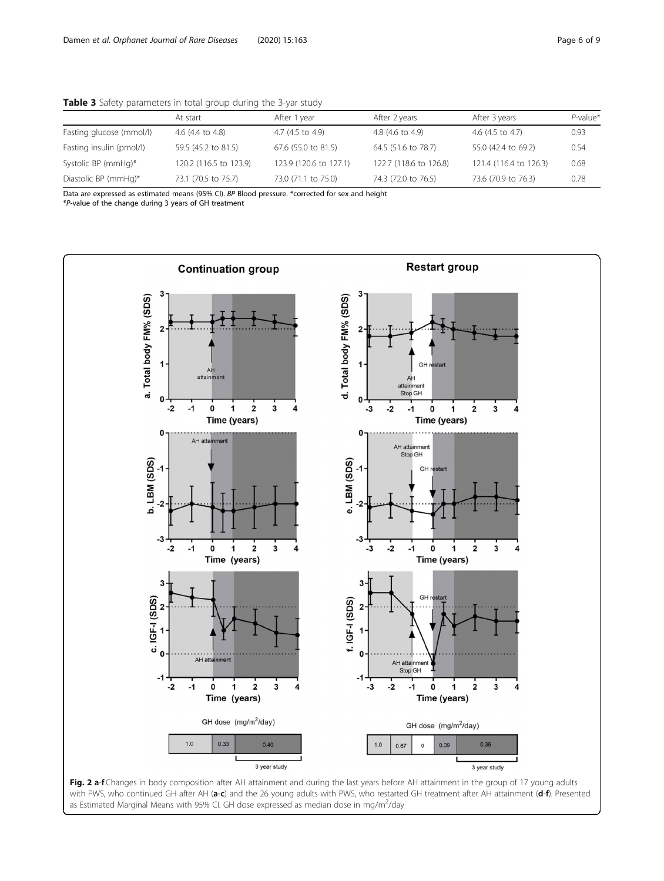**Table 3** Safety parameters in total group during the 3-yar study

|  | At start | After 1 year | After 2 years | After 3 years | *P*-value* |
|---|---|---|---|---|---|
| Fasting glucose (mmol/l) | 4.6 (4.4 to 4.8) | 4.7 (4.5 to 4.9) | 4.8 (4.6 to 4.9) | 4.6 (4.5 to 4.7) | 0.93 |
| Fasting insulin (pmol/l) | 59.5 (45.2 to 81.5) | 67.6 (55.0 to 81.5) | 64.5 (51.6 to 78.7) | 55.0 (42.4 to 69.2) | 0.54 |
| Systolic BP (mmHg)* | 120.2 (116.5 to 123.9) | 123.9 (120.6 to 127.1) | 122.7 (118.6 to 126.8) | 121.4 (116.4 to 126.3) | 0.68 |
| Diastolic BP (mmHg)* | 73.1 (70.5 to 75.7) | 73.0 (71.1 to 75.0) | 74.3 (72.0 to 76.5) | 73.6 (70.9 to 76.3) | 0.78 |

Data are expressed as estimated means (95% CI). *BP* Blood pressure. *corrected for sex and height
**P*-value of the change during 3 years of GH treatment

**Fig. 2 a-f**.Changes in body composition after AH attainment and during the last years before AH attainment in the group of 17 young adults with PWS, who continued GH after AH (**a-c**) and the 26 young adults with PWS, who restarted GH treatment after AH attainment (**d-f**). Presented as Estimated Marginal Means with 95% CI. GH dose expressed as median dose in mg/m$^2$/day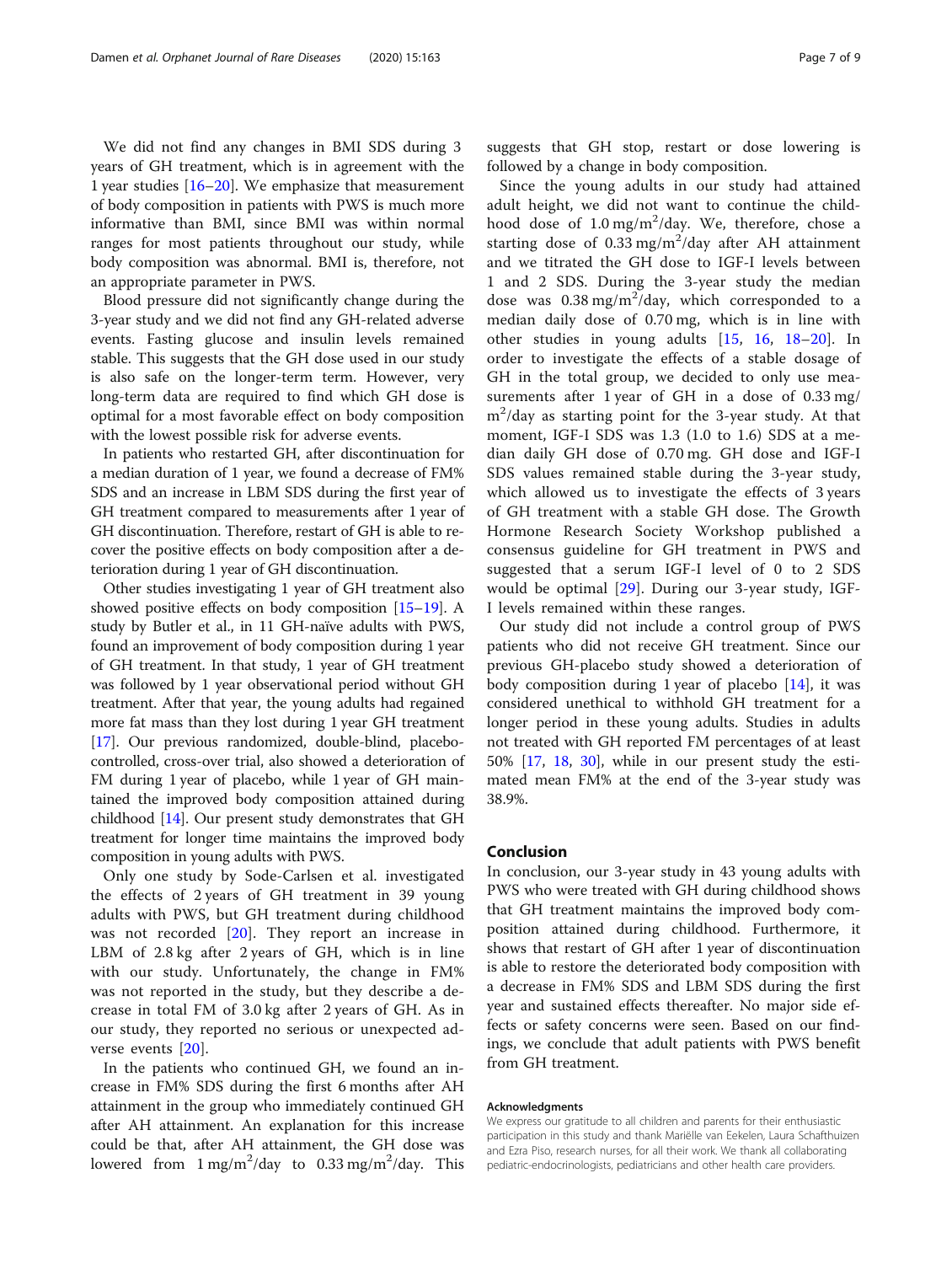We did not find any changes in BMI SDS during 3 years of GH treatment, which is in agreement with the 1 year studies [16–20]. We emphasize that measurement of body composition in patients with PWS is much more informative than BMI, since BMI was within normal ranges for most patients throughout our study, while body composition was abnormal. BMI is, therefore, not an appropriate parameter in PWS.

Blood pressure did not significantly change during the 3-year study and we did not find any GH-related adverse events. Fasting glucose and insulin levels remained stable. This suggests that the GH dose used in our study is also safe on the longer-term term. However, very long-term data are required to find which GH dose is optimal for a most favorable effect on body composition with the lowest possible risk for adverse events.

In patients who restarted GH, after discontinuation for a median duration of 1 year, we found a decrease of FM% SDS and an increase in LBM SDS during the first year of GH treatment compared to measurements after 1 year of GH discontinuation. Therefore, restart of GH is able to recover the positive effects on body composition after a deterioration during 1 year of GH discontinuation.

Other studies investigating 1 year of GH treatment also showed positive effects on body composition [15–19]. A study by Butler et al., in 11 GH-naïve adults with PWS, found an improvement of body composition during 1 year of GH treatment. In that study, 1 year of GH treatment was followed by 1 year observational period without GH treatment. After that year, the young adults had regained more fat mass than they lost during 1 year GH treatment [17]. Our previous randomized, double-blind, placebo-controlled, cross-over trial, also showed a deterioration of FM during 1 year of placebo, while 1 year of GH maintained the improved body composition attained during childhood [14]. Our present study demonstrates that GH treatment for longer time maintains the improved body composition in young adults with PWS.

Only one study by Sode-Carlsen et al. investigated the effects of 2 years of GH treatment in 39 young adults with PWS, but GH treatment during childhood was not recorded [20]. They report an increase in LBM of 2.8 kg after 2 years of GH, which is in line with our study. Unfortunately, the change in FM% was not reported in the study, but they describe a decrease in total FM of 3.0 kg after 2 years of GH. As in our study, they reported no serious or unexpected adverse events [20].

In the patients who continued GH, we found an increase in FM% SDS during the first 6 months after AH attainment in the group who immediately continued GH after AH attainment. An explanation for this increase could be that, after AH attainment, the GH dose was lowered from 1 mg/m$^2$/day to 0.33 mg/m$^2$/day. This suggests that GH stop, restart or dose lowering is followed by a change in body composition.

Since the young adults in our study had attained adult height, we did not want to continue the childhood dose of 1.0 mg/m$^2$/day. We, therefore, chose a starting dose of 0.33 mg/m$^2$/day after AH attainment and we titrated the GH dose to IGF-I levels between 1 and 2 SDS. During the 3-year study the median dose was 0.38 mg/m$^2$/day, which corresponded to a median daily dose of 0.70 mg, which is in line with other studies in young adults [15, 16, 18–20]. In order to investigate the effects of a stable dosage of GH in the total group, we decided to only use measurements after 1 year of GH in a dose of 0.33 mg/m$^2$/day as starting point for the 3-year study. At that moment, IGF-I SDS was 1.3 (1.0 to 1.6) SDS at a median daily GH dose of 0.70 mg. GH dose and IGF-I SDS values remained stable during the 3-year study, which allowed us to investigate the effects of 3 years of GH treatment with a stable GH dose. The Growth Hormone Research Society Workshop published a consensus guideline for GH treatment in PWS and suggested that a serum IGF-I level of 0 to 2 SDS would be optimal [29]. During our 3-year study, IGF-I levels remained within these ranges.

Our study did not include a control group of PWS patients who did not receive GH treatment. Since our previous GH-placebo study showed a deterioration of body composition during 1 year of placebo [14], it was considered unethical to withhold GH treatment for a longer period in these young adults. Studies in adults not treated with GH reported FM percentages of at least 50% [17, 18, 30], while in our present study the estimated mean FM% at the end of the 3-year study was 38.9%.

## Conclusion

In conclusion, our 3-year study in 43 young adults with PWS who were treated with GH during childhood shows that GH treatment maintains the improved body composition attained during childhood. Furthermore, it shows that restart of GH after 1 year of discontinuation is able to restore the deteriorated body composition with a decrease in FM% SDS and LBM SDS during the first year and sustained effects thereafter. No major side effects or safety concerns were seen. Based on our findings, we conclude that adult patients with PWS benefit from GH treatment.

#### Acknowledgments

We express our gratitude to all children and parents for their enthusiastic participation in this study and thank Mariëlle van Eekelen, Laura Schafthuizen and Ezra Piso, research nurses, for all their work. We thank all collaborating pediatric-endocrinologists, pediatricians and other health care providers.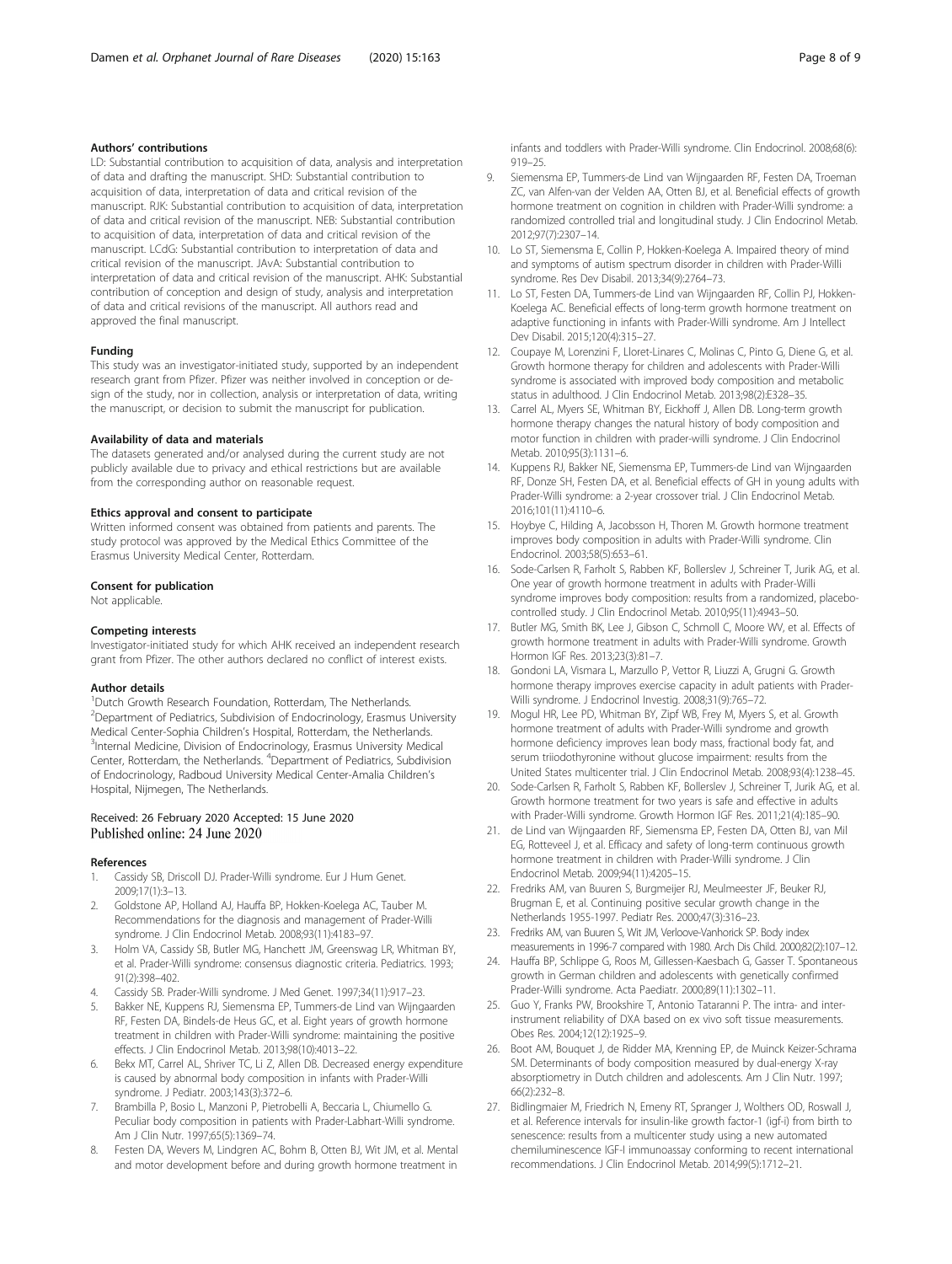### Authors' contributions

LD: Substantial contribution to acquisition of data, analysis and interpretation of data and drafting the manuscript. SHD: Substantial contribution to acquisition of data, interpretation of data and critical revision of the manuscript. RJK: Substantial contribution to acquisition of data, interpretation of data and critical revision of the manuscript. NEB: Substantial contribution to acquisition of data, interpretation of data and critical revision of the manuscript. LCdG: Substantial contribution to interpretation of data and critical revision of the manuscript. JAvA: Substantial contribution to interpretation of data and critical revision of the manuscript. AHK: Substantial contribution of conception and design of study, analysis and interpretation of data and critical revisions of the manuscript. All authors read and approved the final manuscript.

### Funding

This study was an investigator-initiated study, supported by an independent research grant from Pfizer. Pfizer was neither involved in conception or design of the study, nor in collection, analysis or interpretation of data, writing the manuscript, or decision to submit the manuscript for publication.

### Availability of data and materials

The datasets generated and/or analysed during the current study are not publicly available due to privacy and ethical restrictions but are available from the corresponding author on reasonable request.

### Ethics approval and consent to participate

Written informed consent was obtained from patients and parents. The study protocol was approved by the Medical Ethics Committee of the Erasmus University Medical Center, Rotterdam.

### Consent for publication

Not applicable.

### Competing interests

Investigator-initiated study for which AHK received an independent research grant from Pfizer. The other authors declared no conflict of interest exists.

### Author details

[1]Dutch Growth Research Foundation, Rotterdam, The Netherlands. [2]Department of Pediatrics, Subdivision of Endocrinology, Erasmus University Medical Center-Sophia Children's Hospital, Rotterdam, the Netherlands. [3]Internal Medicine, Division of Endocrinology, Erasmus University Medical Center, Rotterdam, the Netherlands. [4]Department of Pediatrics, Subdivision of Endocrinology, Radboud University Medical Center-Amalia Children's Hospital, Nijmegen, The Netherlands.

Received: 26 February 2020 Accepted: 15 June 2020
Published online: 24 June 2020

### References

1. Cassidy SB, Driscoll DJ. Prader-Willi syndrome. Eur J Hum Genet. 2009;17(1):3–13.
2. Goldstone AP, Holland AJ, Hauffa BP, Hokken-Koelega AC, Tauber M. Recommendations for the diagnosis and management of Prader-Willi syndrome. J Clin Endocrinol Metab. 2008;93(11):4183–97.
3. Holm VA, Cassidy SB, Butler MG, Hanchett JM, Greenswag LR, Whitman BY, et al. Prader-Willi syndrome: consensus diagnostic criteria. Pediatrics. 1993; 91(2):398–402.
4. Cassidy SB. Prader-Willi syndrome. J Med Genet. 1997;34(11):917–23.
5. Bakker NE, Kuppens RJ, Siemensma EP, Tummers-de Lind van Wijngaarden RF, Festen DA, Bindels-de Heus GC, et al. Eight years of growth hormone treatment in children with Prader-Willi syndrome: maintaining the positive effects. J Clin Endocrinol Metab. 2013;98(10):4013–22.
6. Bekx MT, Carrel AL, Shriver TC, Li Z, Allen DB. Decreased energy expenditure is caused by abnormal body composition in infants with Prader-Willi syndrome. J Pediatr. 2003;143(3):372–6.
7. Brambilla P, Bosio L, Manzoni P, Pietrobelli A, Beccaria L, Chiumello G. Peculiar body composition in patients with Prader-Labhart-Willi syndrome. Am J Clin Nutr. 1997;65(5):1369–74.
8. Festen DA, Wevers M, Lindgren AC, Bohm B, Otten BJ, Wit JM, et al. Mental and motor development before and during growth hormone treatment in infants and toddlers with Prader-Willi syndrome. Clin Endocrinol. 2008;68(6): 919–25.
9. Siemensma EP, Tummers-de Lind van Wijngaarden RF, Festen DA, Troeman ZC, van Alfen-van der Velden AA, Otten BJ, et al. Beneficial effects of growth hormone treatment on cognition in children with Prader-Willi syndrome: a randomized controlled trial and longitudinal study. J Clin Endocrinol Metab. 2012;97(7):2307–14.
10. Lo ST, Siemensma E, Collin P, Hokken-Koelega A. Impaired theory of mind and symptoms of autism spectrum disorder in children with Prader-Willi syndrome. Res Dev Disabil. 2013;34(9):2764–73.
11. Lo ST, Festen DA, Tummers-de Lind van Wijngaarden RF, Collin PJ, Hokken-Koelega AC. Beneficial effects of long-term growth hormone treatment on adaptive functioning in infants with Prader-Willi syndrome. Am J Intellect Dev Disabil. 2015;120(4):315–27.
12. Coupaye M, Lorenzini F, Lloret-Linares C, Molinas C, Pinto G, Diene G, et al. Growth hormone therapy for children and adolescents with Prader-Willi syndrome is associated with improved body composition and metabolic status in adulthood. J Clin Endocrinol Metab. 2013;98(2):E328–35.
13. Carrel AL, Myers SE, Whitman BY, Eickhoff J, Allen DB. Long-term growth hormone therapy changes the natural history of body composition and motor function in children with prader-willi syndrome. J Clin Endocrinol Metab. 2010;95(3):1131–6.
14. Kuppens RJ, Bakker NE, Siemensma EP, Tummers-de Lind van Wijngaarden RF, Donze SH, Festen DA, et al. Beneficial effects of GH in young adults with Prader-Willi syndrome: a 2-year crossover trial. J Clin Endocrinol Metab. 2016;101(11):4110–6.
15. Hoybye C, Hilding A, Jacobsson H, Thoren M. Growth hormone treatment improves body composition in adults with Prader-Willi syndrome. Clin Endocrinol. 2003;58(5):653–61.
16. Sode-Carlsen R, Farholt S, Rabben KF, Bollerslev J, Schreiner T, Jurik AG, et al. One year of growth hormone treatment in adults with Prader-Willi syndrome improves body composition: results from a randomized, placebo-controlled study. J Clin Endocrinol Metab. 2010;95(11):4943–50.
17. Butler MG, Smith BK, Lee J, Gibson C, Schmoll C, Moore WV, et al. Effects of growth hormone treatment in adults with Prader-Willi syndrome. Growth Hormon IGF Res. 2013;23(3):81–7.
18. Gondoni LA, Vismara L, Marzullo P, Vettor R, Liuzzi A, Grugni G. Growth hormone therapy improves exercise capacity in adult patients with Prader-Willi syndrome. J Endocrinol Investig. 2008;31(9):765–72.
19. Mogul HR, Lee PD, Whitman BY, Zipf WB, Frey M, Myers S, et al. Growth hormone treatment of adults with Prader-Willi syndrome and growth hormone deficiency improves lean body mass, fractional body fat, and serum triiodothyronine without glucose impairment: results from the United States multicenter trial. J Clin Endocrinol Metab. 2008;93(4):1238–45.
20. Sode-Carlsen R, Farholt S, Rabben KF, Bollerslev J, Schreiner T, Jurik AG, et al. Growth hormone treatment for two years is safe and effective in adults with Prader-Willi syndrome. Growth Hormon IGF Res. 2011;21(4):185–90.
21. de Lind van Wijngaarden RF, Siemensma EP, Festen DA, Otten BJ, van Mil EG, Rotteveel J, et al. Efficacy and safety of long-term continuous growth hormone treatment in children with Prader-Willi syndrome. J Clin Endocrinol Metab. 2009;94(11):4205–15.
22. Fredriks AM, van Buuren S, Burgmeijer RJ, Meulmeester JF, Beuker RJ, Brugman E, et al. Continuing positive secular growth change in the Netherlands 1955-1997. Pediatr Res. 2000;47(3):316–23.
23. Fredriks AM, van Buuren S, Wit JM, Verloove-Vanhorick SP. Body index measurements in 1996-7 compared with 1980. Arch Dis Child. 2000;82(2):107–12.
24. Hauffa BP, Schlippe G, Roos M, Gillessen-Kaesbach G, Gasser T. Spontaneous growth in German children and adolescents with genetically confirmed Prader-Willi syndrome. Acta Paediatr. 2000;89(11):1302–11.
25. Guo Y, Franks PW, Brookshire T, Antonio Tataranni P. The intra- and inter-instrument reliability of DXA based on ex vivo soft tissue measurements. Obes Res. 2004;12(12):1925–9.
26. Boot AM, Bouquet J, de Ridder MA, Krenning EP, de Muinck Keizer-Schrama SM. Determinants of body composition measured by dual-energy X-ray absorptiometry in Dutch children and adolescents. Am J Clin Nutr. 1997; 66(2):232–8.
27. Bidlingmaier M, Friedrich N, Emeny RT, Spranger J, Wolthers OD, Roswall J, et al. Reference intervals for insulin-like growth factor-1 (igf-i) from birth to senescence: results from a multicenter study using a new automated chemiluminescence IGF-I immunoassay conforming to recent international recommendations. J Clin Endocrinol Metab. 2014;99(5):1712–21.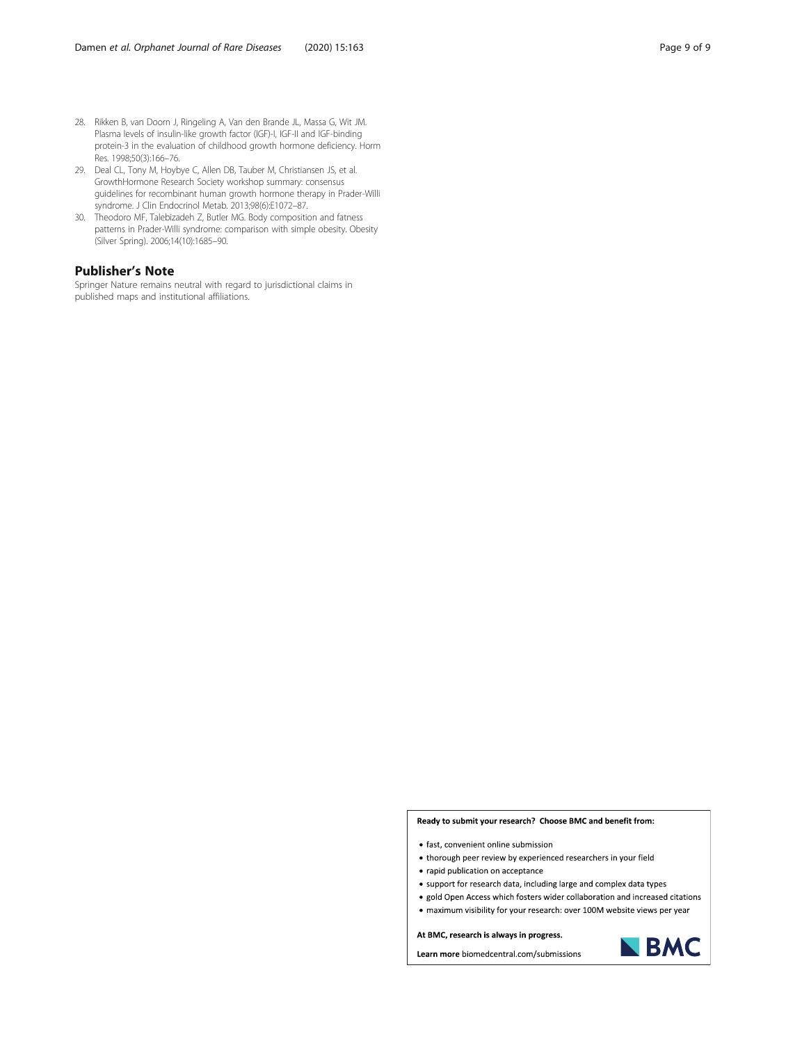28. Rikken B, van Doorn J, Ringeling A, Van den Brande JL, Massa G, Wit JM. Plasma levels of insulin-like growth factor (IGF)-I, IGF-II and IGF-binding protein-3 in the evaluation of childhood growth hormone deficiency. Horm Res. 1998;50(3):166–76.
29. Deal CL, Tony M, Hoybye C, Allen DB, Tauber M, Christiansen JS, et al. GrowthHormone Research Society workshop summary: consensus guidelines for recombinant human growth hormone therapy in Prader-Willi syndrome. J Clin Endocrinol Metab. 2013;98(6):E1072–87.
30. Theodoro MF, Talebizadeh Z, Butler MG. Body composition and fatness patterns in Prader-Willi syndrome: comparison with simple obesity. Obesity (Silver Spring). 2006;14(10):1685–90.

## Publisher's Note

Springer Nature remains neutral with regard to jurisdictional claims in published maps and institutional affiliations.

**Ready to submit your research? Choose BMC and benefit from:**

- fast, convenient online submission
- thorough peer review by experienced researchers in your field
- rapid publication on acceptance
- support for research data, including large and complex data types
- gold Open Access which fosters wider collaboration and increased citations
- maximum visibility for your research: over 100M website views per year

**At BMC, research is always in progress.**

**Learn more** biomedcentral.com/submissions

BMC